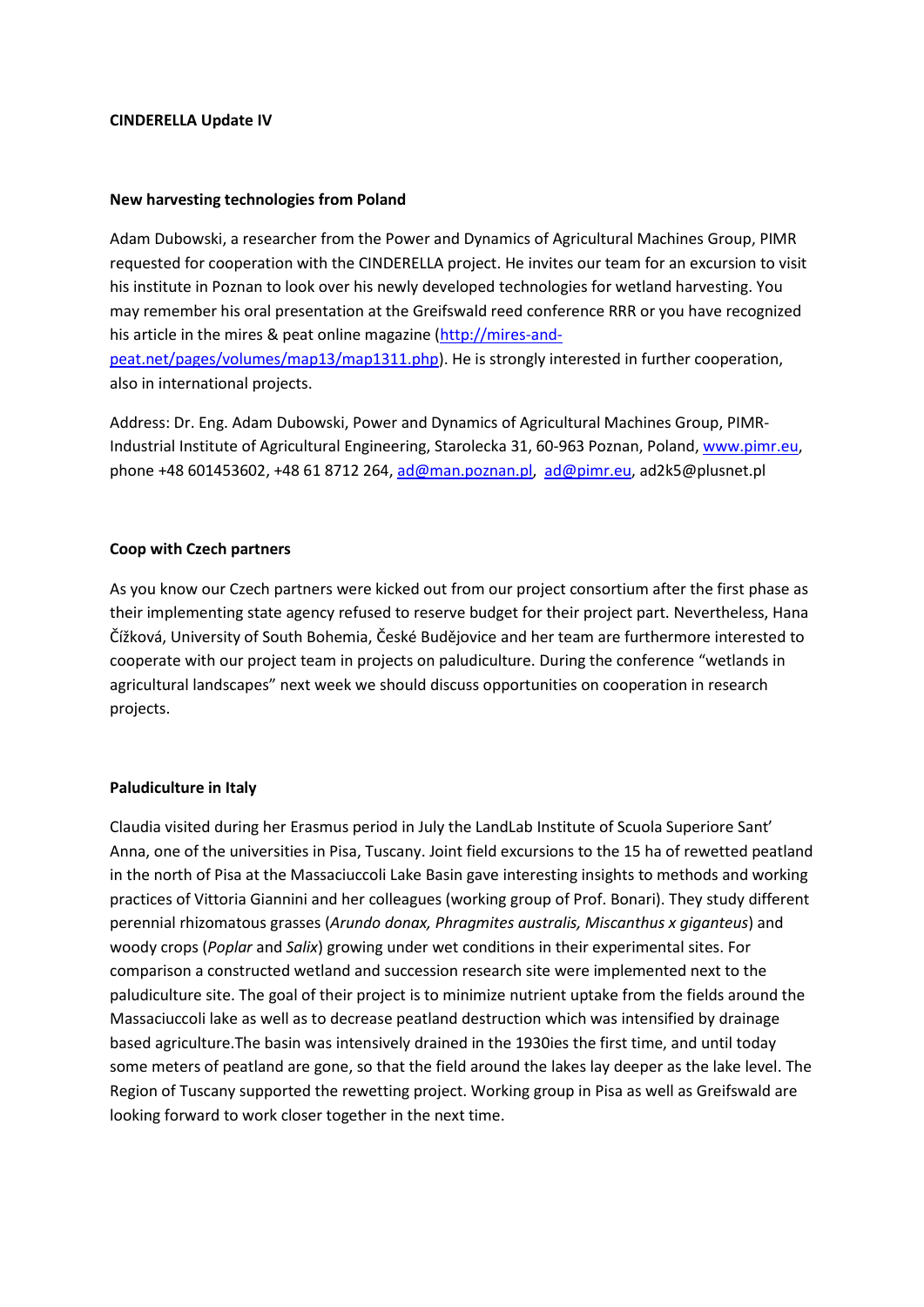**CINDERELLA Update IV**

**New harvesting technologies from Poland**

Adam Dubowski, a researcher from the Power and Dynamics of Agricultural Machines Group, PIMR requested for cooperation with the CINDERELLA project. He invites our team for an excursion to visit his institute in Poznan to look over his newly developed technologies for wetland harvesting. You may remember his oral presentation at the Greifswald reed conference RRR or you have recognized his article in the mires & peat online magazine (http://mires-and-peat.net/pages/volumes/map13/map1311.php). He is strongly interested in further cooperation, also in international projects.

Address: Dr. Eng. Adam Dubowski, Power and Dynamics of Agricultural Machines Group, PIMR-Industrial Institute of Agricultural Engineering, Starolecka 31, 60-963 Poznan, Poland, www.pimr.eu, phone +48 601453602, +48 61 8712 264, ad@man.poznan.pl, ad@pimr.eu, ad2k5@plusnet.pl

**Coop with Czech partners**

As you know our Czech partners were kicked out from our project consortium after the first phase as their implementing state agency refused to reserve budget for their project part. Nevertheless, Hana Čížková, University of South Bohemia, České Budějovice and her team are furthermore interested to cooperate with our project team in projects on paludiculture. During the conference "wetlands in agricultural landscapes" next week we should discuss opportunities on cooperation in research projects.

**Paludiculture in Italy**

Claudia visited during her Erasmus period in July the LandLab Institute of Scuola Superiore Sant' Anna, one of the universities in Pisa, Tuscany. Joint field excursions to the 15 ha of rewetted peatland in the north of Pisa at the Massaciuccoli Lake Basin gave interesting insights to methods and working practices of Vittoria Giannini and her colleagues (working group of Prof. Bonari). They study different perennial rhizomatous grasses (*Arundo donax, Phragmites australis, Miscanthus x giganteus*) and woody crops (*Poplar* and *Salix*) growing under wet conditions in their experimental sites. For comparison a constructed wetland and succession research site were implemented next to the paludiculture site. The goal of their project is to minimize nutrient uptake from the fields around the Massaciuccoli lake as well as to decrease peatland destruction which was intensified by drainage based agriculture.The basin was intensively drained in the 1930ies the first time, and until today some meters of peatland are gone, so that the field around the lakes lay deeper as the lake level. The Region of Tuscany supported the rewetting project. Working group in Pisa as well as Greifswald are looking forward to work closer together in the next time.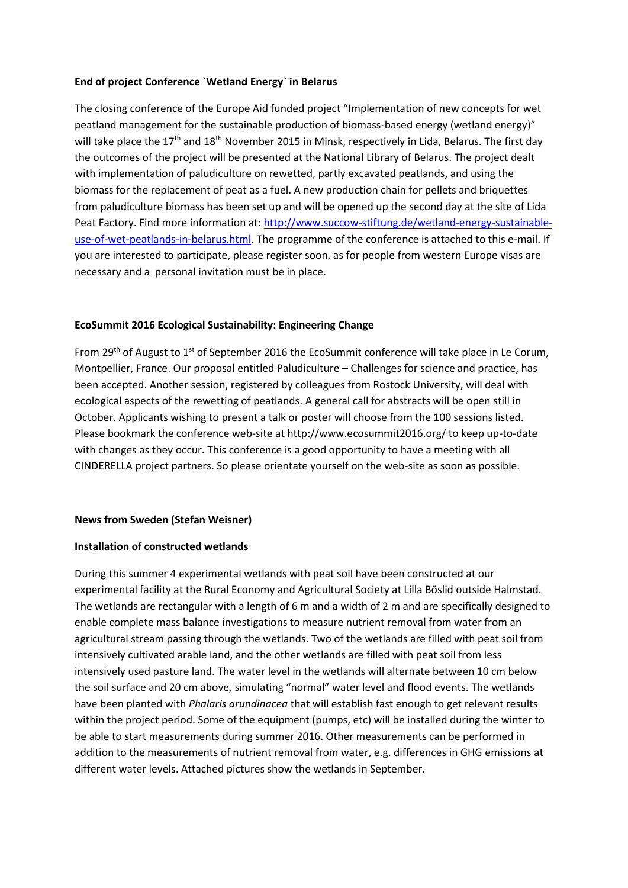**End of project Conference `Wetland Energy` in Belarus**

The closing conference of the Europe Aid funded project "Implementation of new concepts for wet peatland management for the sustainable production of biomass-based energy (wetland energy)" will take place the 17th and 18th November 2015 in Minsk, respectively in Lida, Belarus. The first day the outcomes of the project will be presented at the National Library of Belarus. The project dealt with implementation of paludiculture on rewetted, partly excavated peatlands, and using the biomass for the replacement of peat as a fuel. A new production chain for pellets and briquettes from paludiculture biomass has been set up and will be opened up the second day at the site of Lida Peat Factory. Find more information at: http://www.succow-stiftung.de/wetland-energy-sustainable-use-of-wet-peatlands-in-belarus.html. The programme of the conference is attached to this e-mail. If you are interested to participate, please register soon, as for people from western Europe visas are necessary and a personal invitation must be in place.

**EcoSummit 2016 Ecological Sustainability: Engineering Change**

From 29th of August to 1st of September 2016 the EcoSummit conference will take place in Le Corum, Montpellier, France. Our proposal entitled Paludiculture – Challenges for science and practice, has been accepted. Another session, registered by colleagues from Rostock University, will deal with ecological aspects of the rewetting of peatlands. A general call for abstracts will be open still in October. Applicants wishing to present a talk or poster will choose from the 100 sessions listed. Please bookmark the conference web-site at http://www.ecosummit2016.org/ to keep up-to-date with changes as they occur. This conference is a good opportunity to have a meeting with all CINDERELLA project partners. So please orientate yourself on the web-site as soon as possible.

**News from Sweden (Stefan Weisner)**

**Installation of constructed wetlands**

During this summer 4 experimental wetlands with peat soil have been constructed at our experimental facility at the Rural Economy and Agricultural Society at Lilla Böslid outside Halmstad. The wetlands are rectangular with a length of 6 m and a width of 2 m and are specifically designed to enable complete mass balance investigations to measure nutrient removal from water from an agricultural stream passing through the wetlands. Two of the wetlands are filled with peat soil from intensively cultivated arable land, and the other wetlands are filled with peat soil from less intensively used pasture land. The water level in the wetlands will alternate between 10 cm below the soil surface and 20 cm above, simulating "normal" water level and flood events. The wetlands have been planted with *Phalaris arundinacea* that will establish fast enough to get relevant results within the project period. Some of the equipment (pumps, etc) will be installed during the winter to be able to start measurements during summer 2016. Other measurements can be performed in addition to the measurements of nutrient removal from water, e.g. differences in GHG emissions at different water levels. Attached pictures show the wetlands in September.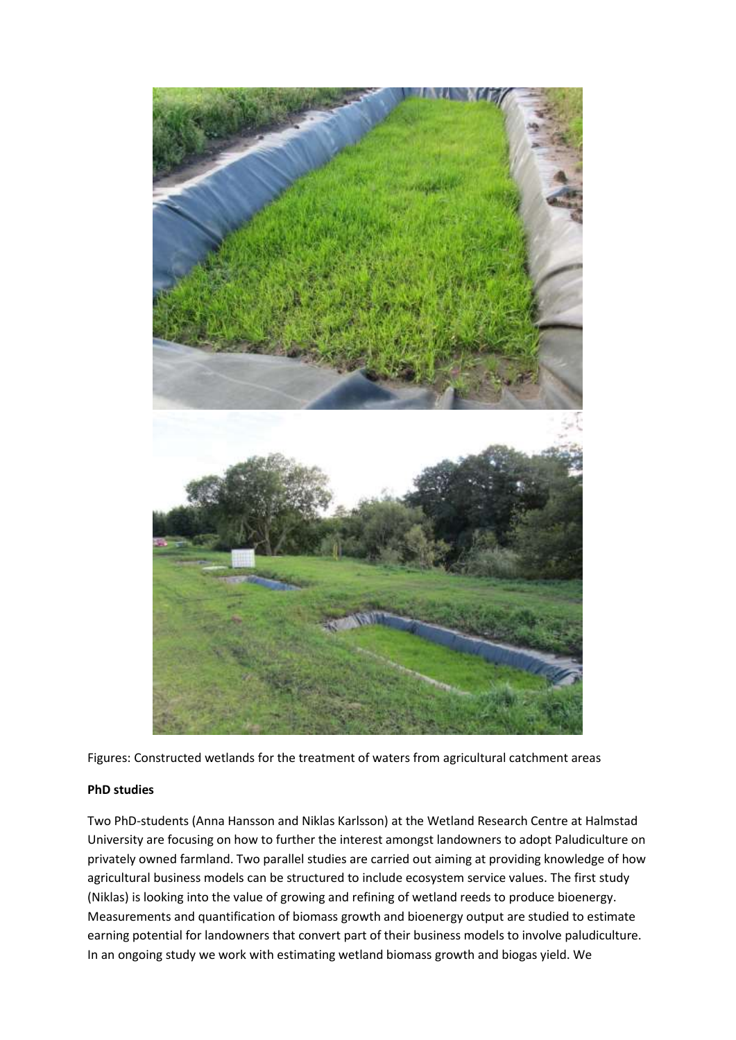Figures: Constructed wetlands for the treatment of waters from agricultural catchment areas

**PhD studies**

Two PhD-students (Anna Hansson and Niklas Karlsson) at the Wetland Research Centre at Halmstad University are focusing on how to further the interest amongst landowners to adopt Paludiculture on privately owned farmland. Two parallel studies are carried out aiming at providing knowledge of how agricultural business models can be structured to include ecosystem service values. The first study (Niklas) is looking into the value of growing and refining of wetland reeds to produce bioenergy. Measurements and quantification of biomass growth and bioenergy output are studied to estimate earning potential for landowners that convert part of their business models to involve paludiculture. In an ongoing study we work with estimating wetland biomass growth and biogas yield. We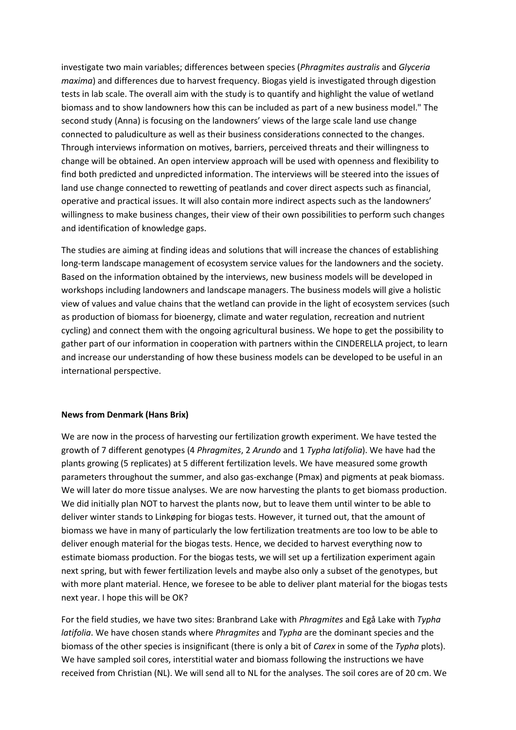investigate two main variables; differences between species (*Phragmites australis* and *Glyceria maxima*) and differences due to harvest frequency. Biogas yield is investigated through digestion tests in lab scale. The overall aim with the study is to quantify and highlight the value of wetland biomass and to show landowners how this can be included as part of a new business model." The second study (Anna) is focusing on the landowners' views of the large scale land use change connected to paludiculture as well as their business considerations connected to the changes. Through interviews information on motives, barriers, perceived threats and their willingness to change will be obtained. An open interview approach will be used with openness and flexibility to find both predicted and unpredicted information. The interviews will be steered into the issues of land use change connected to rewetting of peatlands and cover direct aspects such as financial, operative and practical issues. It will also contain more indirect aspects such as the landowners' willingness to make business changes, their view of their own possibilities to perform such changes and identification of knowledge gaps.

The studies are aiming at finding ideas and solutions that will increase the chances of establishing long-term landscape management of ecosystem service values for the landowners and the society. Based on the information obtained by the interviews, new business models will be developed in workshops including landowners and landscape managers. The business models will give a holistic view of values and value chains that the wetland can provide in the light of ecosystem services (such as production of biomass for bioenergy, climate and water regulation, recreation and nutrient cycling) and connect them with the ongoing agricultural business. We hope to get the possibility to gather part of our information in cooperation with partners within the CINDERELLA project, to learn and increase our understanding of how these business models can be developed to be useful in an international perspective.

**News from Denmark (Hans Brix)**

We are now in the process of harvesting our fertilization growth experiment. We have tested the growth of 7 different genotypes (4 *Phragmites*, 2 *Arundo* and 1 *Typha latifolia*). We have had the plants growing (5 replicates) at 5 different fertilization levels. We have measured some growth parameters throughout the summer, and also gas-exchange (Pmax) and pigments at peak biomass. We will later do more tissue analyses. We are now harvesting the plants to get biomass production. We did initially plan NOT to harvest the plants now, but to leave them until winter to be able to deliver winter stands to Linkøping for biogas tests. However, it turned out, that the amount of biomass we have in many of particularly the low fertilization treatments are too low to be able to deliver enough material for the biogas tests. Hence, we decided to harvest everything now to estimate biomass production. For the biogas tests, we will set up a fertilization experiment again next spring, but with fewer fertilization levels and maybe also only a subset of the genotypes, but with more plant material. Hence, we foresee to be able to deliver plant material for the biogas tests next year. I hope this will be OK?

For the field studies, we have two sites: Branbrand Lake with *Phragmites* and Egå Lake with *Typha latifolia*. We have chosen stands where *Phragmites* and *Typha* are the dominant species and the biomass of the other species is insignificant (there is only a bit of *Carex* in some of the *Typha* plots). We have sampled soil cores, interstitial water and biomass following the instructions we have received from Christian (NL). We will send all to NL for the analyses. The soil cores are of 20 cm. We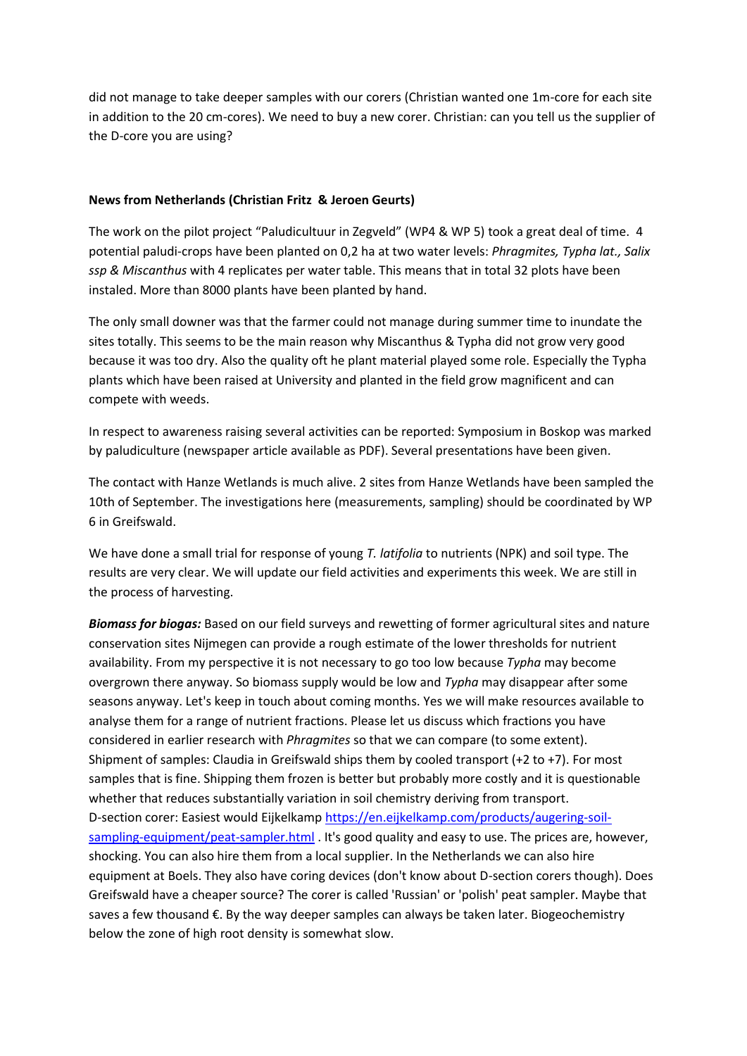did not manage to take deeper samples with our corers (Christian wanted one 1m-core for each site in addition to the 20 cm-cores). We need to buy a new corer. Christian: can you tell us the supplier of the D-core you are using?

**News from Netherlands (Christian Fritz & Jeroen Geurts)**

The work on the pilot project "Paludicultuur in Zegveld" (WP4 & WP 5) took a great deal of time. 4 potential paludi-crops have been planted on 0,2 ha at two water levels: *Phragmites, Typha lat., Salix ssp & Miscanthus* with 4 replicates per water table. This means that in total 32 plots have been instaled. More than 8000 plants have been planted by hand.

The only small downer was that the farmer could not manage during summer time to inundate the sites totally. This seems to be the main reason why Miscanthus & Typha did not grow very good because it was too dry. Also the quality oft he plant material played some role. Especially the Typha plants which have been raised at University and planted in the field grow magnificent and can compete with weeds.

In respect to awareness raising several activities can be reported: Symposium in Boskop was marked by paludiculture (newspaper article available as PDF). Several presentations have been given.

The contact with Hanze Wetlands is much alive. 2 sites from Hanze Wetlands have been sampled the 10th of September. The investigations here (measurements, sampling) should be coordinated by WP 6 in Greifswald.

We have done a small trial for response of young *T. latifolia* to nutrients (NPK) and soil type. The results are very clear. We will update our field activities and experiments this week. We are still in the process of harvesting.

***Biomass for biogas:*** Based on our field surveys and rewetting of former agricultural sites and nature conservation sites Nijmegen can provide a rough estimate of the lower thresholds for nutrient availability. From my perspective it is not necessary to go too low because *Typha* may become overgrown there anyway. So biomass supply would be low and *Typha* may disappear after some seasons anyway. Let's keep in touch about coming months. Yes we will make resources available to analyse them for a range of nutrient fractions. Please let us discuss which fractions you have considered in earlier research with *Phragmites* so that we can compare (to some extent).
Shipment of samples: Claudia in Greifswald ships them by cooled transport (+2 to +7). For most samples that is fine. Shipping them frozen is better but probably more costly and it is questionable whether that reduces substantially variation in soil chemistry deriving from transport.
D-section corer: Easiest would Eijkelkamp [https://en.eijkelkamp.com/products/augering-soil-sampling-equipment/peat-sampler.html](https://en.eijkelkamp.com/products/augering-soil-sampling-equipment/peat-sampler.html) . It's good quality and easy to use. The prices are, however, shocking. You can also hire them from a local supplier. In the Netherlands we can also hire equipment at Boels. They also have coring devices (don't know about D-section corers though). Does Greifswald have a cheaper source? The corer is called 'Russian' or 'polish' peat sampler. Maybe that saves a few thousand €. By the way deeper samples can always be taken later. Biogeochemistry below the zone of high root density is somewhat slow.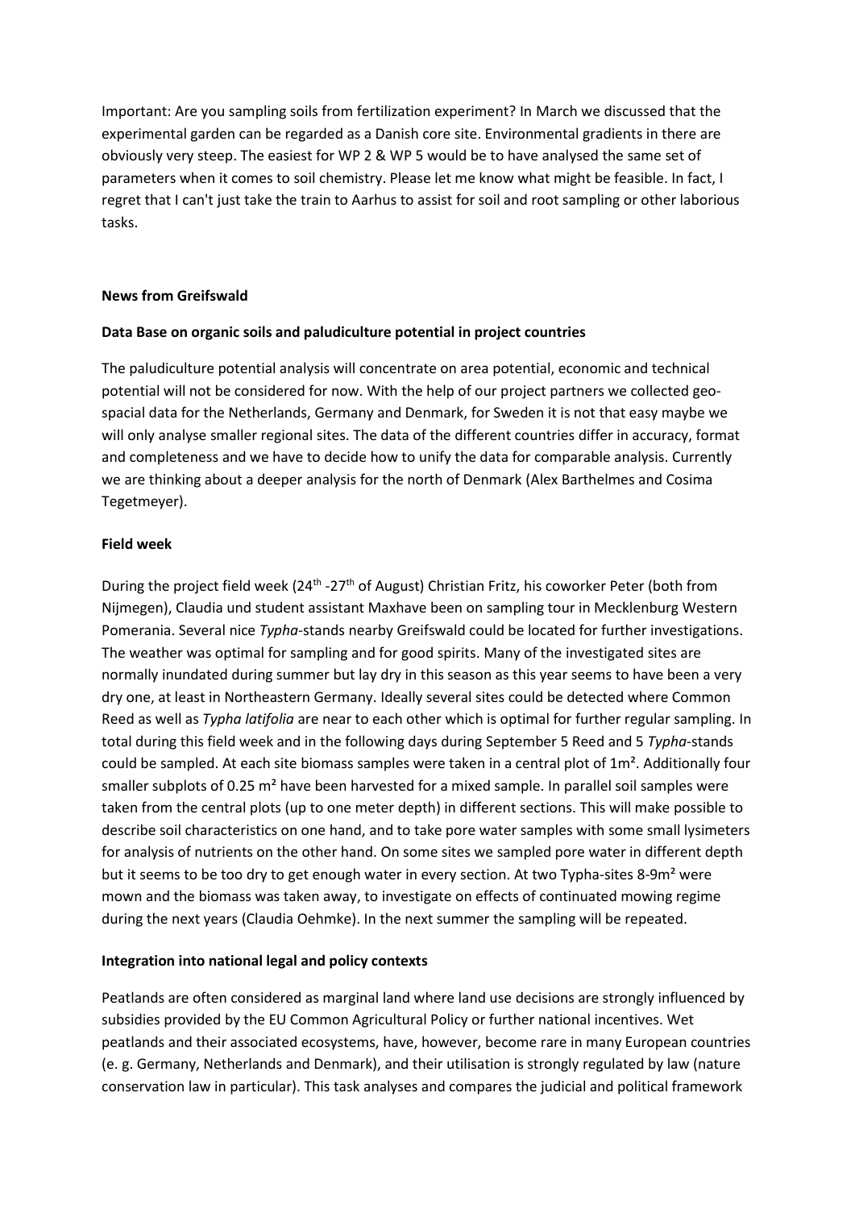Important: Are you sampling soils from fertilization experiment? In March we discussed that the experimental garden can be regarded as a Danish core site. Environmental gradients in there are obviously very steep. The easiest for WP 2 & WP 5 would be to have analysed the same set of parameters when it comes to soil chemistry. Please let me know what might be feasible. In fact, I regret that I can't just take the train to Aarhus to assist for soil and root sampling or other laborious tasks.

**News from Greifswald**

**Data Base on organic soils and paludiculture potential in project countries**

The paludiculture potential analysis will concentrate on area potential, economic and technical potential will not be considered for now. With the help of our project partners we collected geo-spacial data for the Netherlands, Germany and Denmark, for Sweden it is not that easy maybe we will only analyse smaller regional sites. The data of the different countries differ in accuracy, format and completeness and we have to decide how to unify the data for comparable analysis. Currently we are thinking about a deeper analysis for the north of Denmark (Alex Barthelmes and Cosima Tegetmeyer).

**Field week**

During the project field week (24[th] -27[th] of August) Christian Fritz, his coworker Peter (both from Nijmegen), Claudia und student assistant Maxhave been on sampling tour in Mecklenburg Western Pomerania. Several nice *Typha*-stands nearby Greifswald could be located for further investigations. The weather was optimal for sampling and for good spirits. Many of the investigated sites are normally inundated during summer but lay dry in this season as this year seems to have been a very dry one, at least in Northeastern Germany. Ideally several sites could be detected where Common Reed as well as *Typha latifolia* are near to each other which is optimal for further regular sampling. In total during this field week and in the following days during September 5 Reed and 5 *Typha*-stands could be sampled. At each site biomass samples were taken in a central plot of 1m². Additionally four smaller subplots of 0.25 m² have been harvested for a mixed sample. In parallel soil samples were taken from the central plots (up to one meter depth) in different sections. This will make possible to describe soil characteristics on one hand, and to take pore water samples with some small lysimeters for analysis of nutrients on the other hand. On some sites we sampled pore water in different depth but it seems to be too dry to get enough water in every section. At two Typha-sites 8-9m² were mown and the biomass was taken away, to investigate on effects of continuated mowing regime during the next years (Claudia Oehmke). In the next summer the sampling will be repeated.

**Integration into national legal and policy contexts**

Peatlands are often considered as marginal land where land use decisions are strongly influenced by subsidies provided by the EU Common Agricultural Policy or further national incentives. Wet peatlands and their associated ecosystems, have, however, become rare in many European countries (e. g. Germany, Netherlands and Denmark), and their utilisation is strongly regulated by law (nature conservation law in particular). This task analyses and compares the judicial and political framework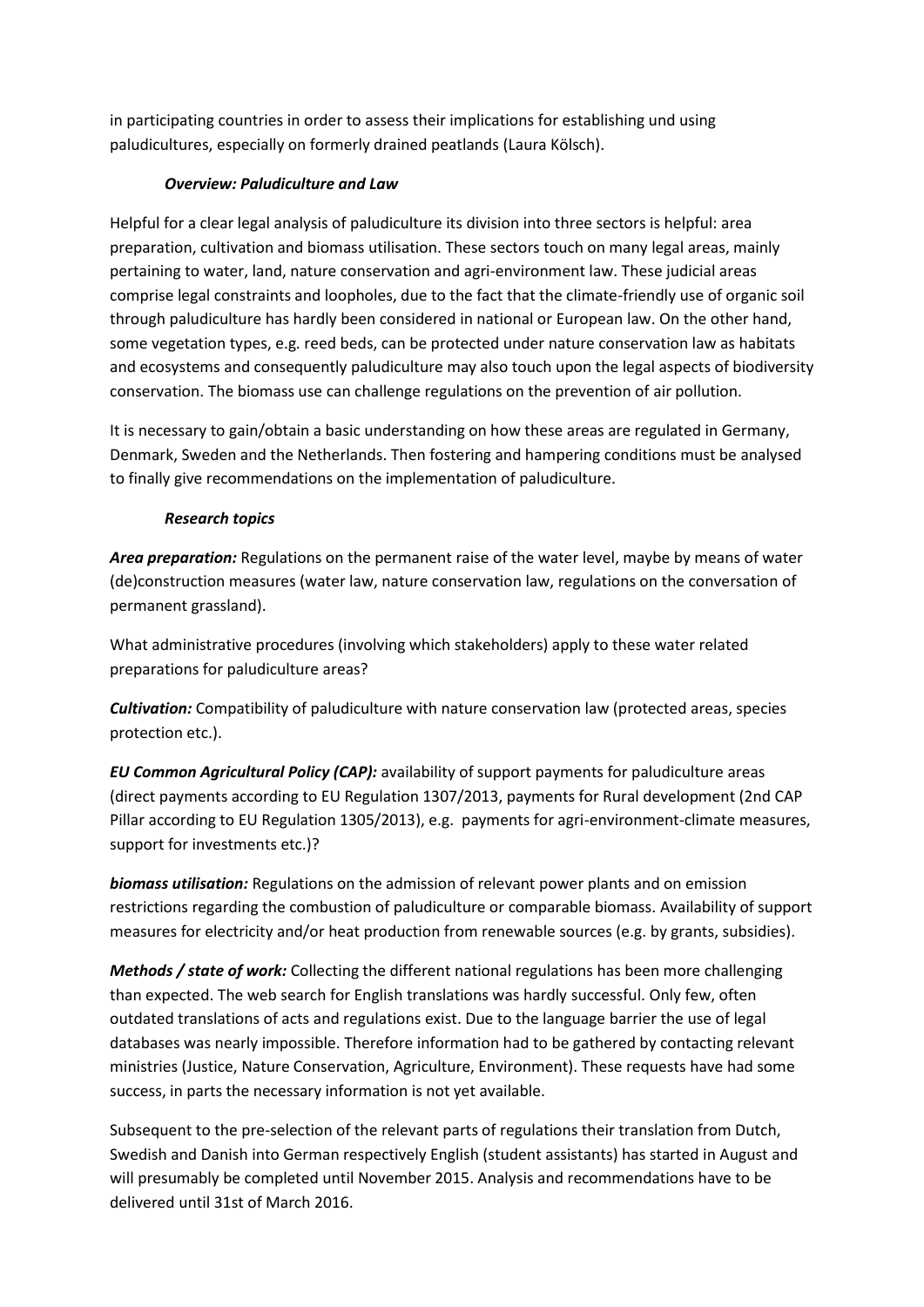in participating countries in order to assess their implications for establishing und using paludicultures, especially on formerly drained peatlands (Laura Kölsch).

### *Overview: Paludiculture and Law*

Helpful for a clear legal analysis of paludiculture its division into three sectors is helpful: area preparation, cultivation and biomass utilisation. These sectors touch on many legal areas, mainly pertaining to water, land, nature conservation and agri-environment law. These judicial areas comprise legal constraints and loopholes, due to the fact that the climate-friendly use of organic soil through paludiculture has hardly been considered in national or European law. On the other hand, some vegetation types, e.g. reed beds, can be protected under nature conservation law as habitats and ecosystems and consequently paludiculture may also touch upon the legal aspects of biodiversity conservation. The biomass use can challenge regulations on the prevention of air pollution.

It is necessary to gain/obtain a basic understanding on how these areas are regulated in Germany, Denmark, Sweden and the Netherlands. Then fostering and hampering conditions must be analysed to finally give recommendations on the implementation of paludiculture.

### *Research topics*

***Area preparation:*** Regulations on the permanent raise of the water level, maybe by means of water (de)construction measures (water law, nature conservation law, regulations on the conversation of permanent grassland).

What administrative procedures (involving which stakeholders) apply to these water related preparations for paludiculture areas?

***Cultivation:*** Compatibility of paludiculture with nature conservation law (protected areas, species protection etc.).

***EU Common Agricultural Policy (CAP):*** availability of support payments for paludiculture areas (direct payments according to EU Regulation 1307/2013, payments for Rural development (2nd CAP Pillar according to EU Regulation 1305/2013), e.g. payments for agri-environment-climate measures, support for investments etc.)?

***biomass utilisation:*** Regulations on the admission of relevant power plants and on emission restrictions regarding the combustion of paludiculture or comparable biomass. Availability of support measures for electricity and/or heat production from renewable sources (e.g. by grants, subsidies).

***Methods / state of work:*** Collecting the different national regulations has been more challenging than expected. The web search for English translations was hardly successful. Only few, often outdated translations of acts and regulations exist. Due to the language barrier the use of legal databases was nearly impossible. Therefore information had to be gathered by contacting relevant ministries (Justice, Nature Conservation, Agriculture, Environment). These requests have had some success, in parts the necessary information is not yet available.

Subsequent to the pre-selection of the relevant parts of regulations their translation from Dutch, Swedish and Danish into German respectively English (student assistants) has started in August and will presumably be completed until November 2015. Analysis and recommendations have to be delivered until 31st of March 2016.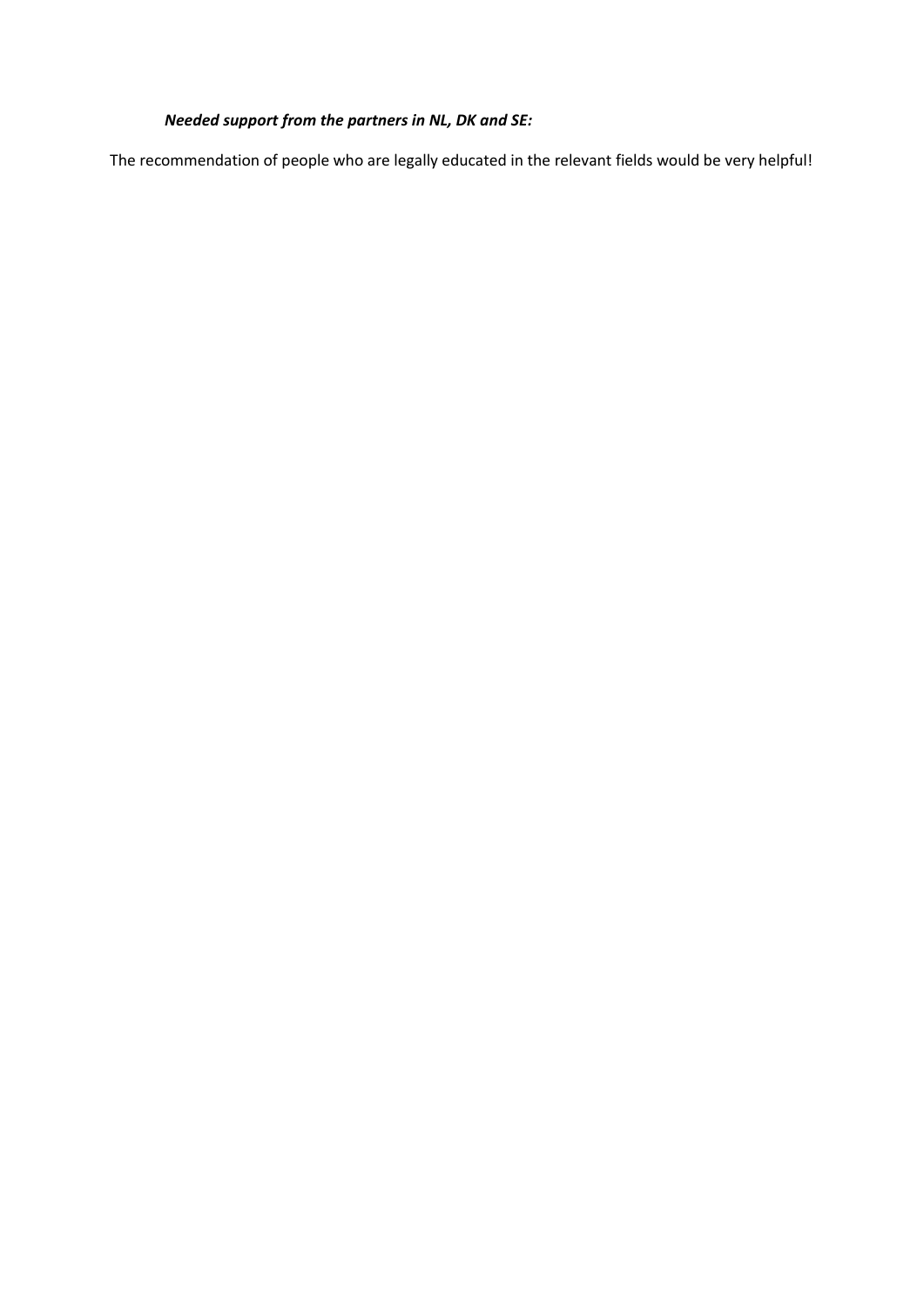***Needed support from the partners in NL, DK and SE:***

The recommendation of people who are legally educated in the relevant fields would be very helpful!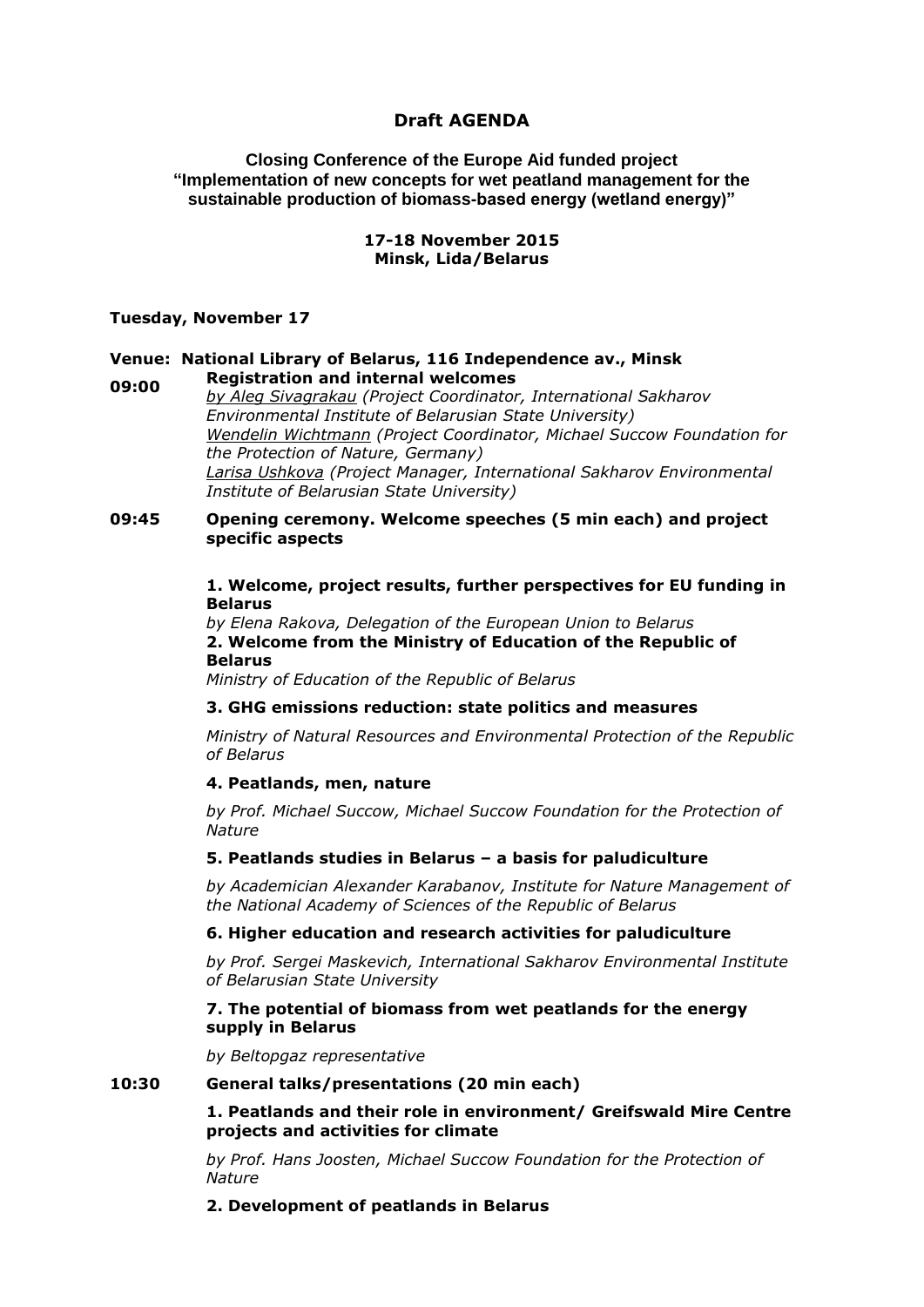## Draft AGENDA

**Closing Conference of the Europe Aid funded project**
**"Implementation of new concepts for wet peatland management for the sustainable production of biomass-based energy (wetland energy)"**

**17-18 November 2015**
**Minsk, Lida/Belarus**

### Tuesday, November 17

**Venue: National Library of Belarus, 116 Independence av., Minsk**

**09:00** **Registration and internal welcomes**

*by Aleg Sivagrakau (Project Coordinator, International Sakharov Environmental Institute of Belarusian State University)*
*Wendelin Wichtmann (Project Coordinator, Michael Succow Foundation for the Protection of Nature, Germany)*
*Larisa Ushkova (Project Manager, International Sakharov Environmental Institute of Belarusian State University)*

**09:45** **Opening ceremony. Welcome speeches (5 min each) and project specific aspects**

**1. Welcome, project results, further perspectives for EU funding in Belarus**
*by Elena Rakova, Delegation of the European Union to Belarus*

**2. Welcome from the Ministry of Education of the Republic of Belarus**
*Ministry of Education of the Republic of Belarus*

**3. GHG emissions reduction: state politics and measures**
*Ministry of Natural Resources and Environmental Protection of the Republic of Belarus*

**4. Peatlands, men, nature**
*by Prof. Michael Succow, Michael Succow Foundation for the Protection of Nature*

**5. Peatlands studies in Belarus – a basis for paludiculture**
*by Academician Alexander Karabanov, Institute for Nature Management of the National Academy of Sciences of the Republic of Belarus*

**6. Higher education and research activities for paludiculture**
*by Prof. Sergei Maskevich, International Sakharov Environmental Institute of Belarusian State University*

**7. The potential of biomass from wet peatlands for the energy supply in Belarus**
*by Beltopgaz representative*

**10:30** **General talks/presentations (20 min each)**

**1. Peatlands and their role in environment/ Greifswald Mire Centre projects and activities for climate**
*by Prof. Hans Joosten, Michael Succow Foundation for the Protection of Nature*

**2. Development of peatlands in Belarus**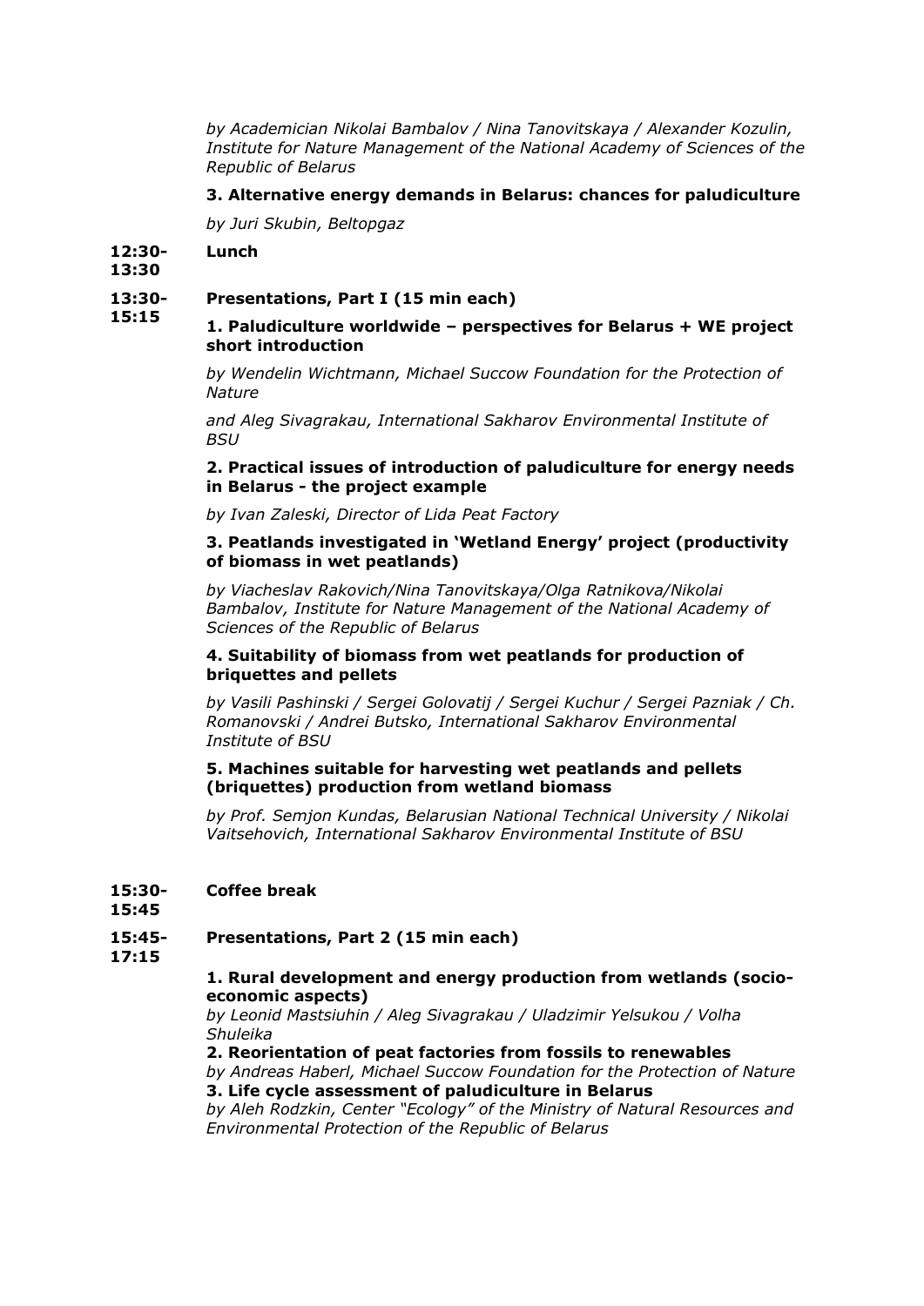*by Academician Nikolai Bambalov / Nina Tanovitskaya / Alexander Kozulin, Institute for Nature Management of the National Academy of Sciences of the Republic of Belarus*

**3. Alternative energy demands in Belarus: chances for paludiculture**

*by Juri Skubin, Beltopgaz*

**12:30-13:30** **Lunch**

**13:30-15:15** **Presentations, Part I (15 min each)**

**1. Paludiculture worldwide – perspectives for Belarus + WE project short introduction**

*by Wendelin Wichtmann, Michael Succow Foundation for the Protection of Nature*

*and Aleg Sivagrakau, International Sakharov Environmental Institute of BSU*

**2. Practical issues of introduction of paludiculture for energy needs in Belarus - the project example**

*by Ivan Zaleski, Director of Lida Peat Factory*

**3. Peatlands investigated in 'Wetland Energy' project (productivity of biomass in wet peatlands)**

*by Viacheslav Rakovich/Nina Tanovitskaya/Olga Ratnikova/Nikolai Bambalov, Institute for Nature Management of the National Academy of Sciences of the Republic of Belarus*

**4. Suitability of biomass from wet peatlands for production of briquettes and pellets**

*by Vasili Pashinski / Sergei Golovatij / Sergei Kuchur / Sergei Pazniak / Ch. Romanovski / Andrei Butsko, International Sakharov Environmental Institute of BSU*

**5. Machines suitable for harvesting wet peatlands and pellets (briquettes) production from wetland biomass**

*by Prof. Semjon Kundas, Belarusian National Technical University / Nikolai Vaitsehovich, International Sakharov Environmental Institute of BSU*

**15:30-15:45** **Coffee break**

**15:45-17:15** **Presentations, Part 2 (15 min each)**

**1. Rural development and energy production from wetlands (socio-economic aspects)**

*by Leonid Mastsiuhin / Aleg Sivagrakau / Uladzimir Yelsukou / Volha Shuleika*

**2. Reorientation of peat factories from fossils to renewables**

*by Andreas Haberl, Michael Succow Foundation for the Protection of Nature*

**3. Life cycle assessment of paludiculture in Belarus**

*by Aleh Rodzkin, Center "Ecology" of the Ministry of Natural Resources and Environmental Protection of the Republic of Belarus*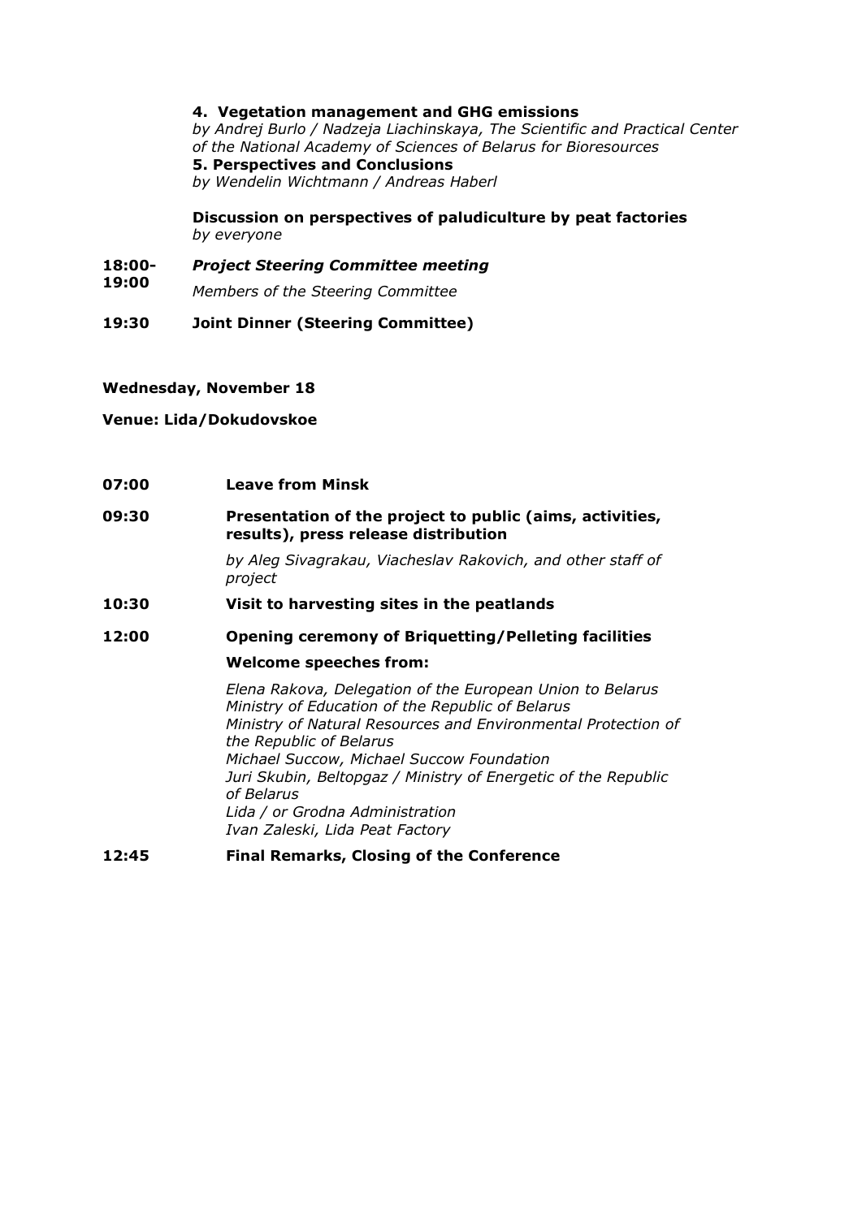**4. Vegetation management and GHG emissions**
*by Andrej Burlo / Nadzeja Liachinskaya, The Scientific and Practical Center of the National Academy of Sciences of Belarus for Bioresources*
**5. Perspectives and Conclusions**
*by Wendelin Wichtmann / Andreas Haberl*

**Discussion on perspectives of paludiculture by peat factories**
*by everyone*

**18:00-19:00** ***Project Steering Committee meeting***
*Members of the Steering Committee*

**19:30** **Joint Dinner (Steering Committee)**

**Wednesday, November 18**

**Venue: Lida/Dokudovskoe**

**07:00** **Leave from Minsk**

**09:30** **Presentation of the project to public (aims, activities, results), press release distribution**

*by Aleg Sivagrakau, Viacheslav Rakovich, and other staff of project*

**10:30** **Visit to harvesting sites in the peatlands**

**12:00** **Opening ceremony of Briquetting/Pelleting facilities**

**Welcome speeches from:**

*Elena Rakova, Delegation of the European Union to Belarus*
*Ministry of Education of the Republic of Belarus*
*Ministry of Natural Resources and Environmental Protection of the Republic of Belarus*
*Michael Succow, Michael Succow Foundation*
*Juri Skubin, Beltopgaz / Ministry of Energetic of the Republic of Belarus*
*Lida / or Grodna Administration*
*Ivan Zaleski, Lida Peat Factory*

**12:45** **Final Remarks, Closing of the Conference**